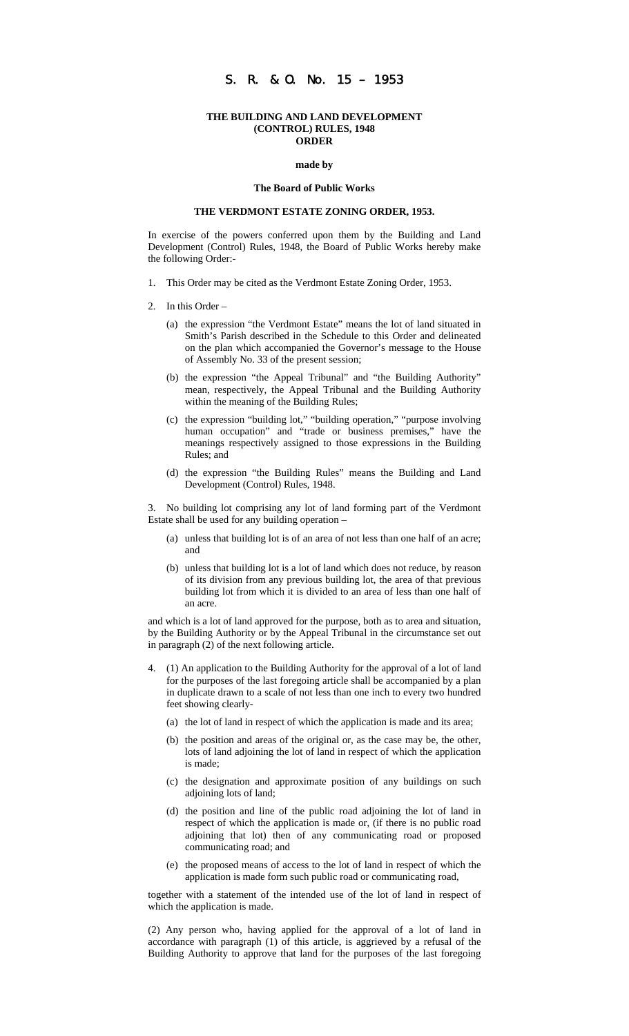# S. R. & O. No. 15 – 1953

**THE BUILDING AND LAND DEVELOPMENT (CONTROL) RULES, 1948**
**ORDER**

**made by**

**The Board of Public Works**

**THE VERDMONT ESTATE ZONING ORDER, 1953.**

In exercise of the powers conferred upon them by the Building and Land Development (Control) Rules, 1948, the Board of Public Works hereby make the following Order:-

1. This Order may be cited as the Verdmont Estate Zoning Order, 1953.

2. In this Order –

   (a) the expression "the Verdmont Estate" means the lot of land situated in Smith's Parish described in the Schedule to this Order and delineated on the plan which accompanied the Governor's message to the House of Assembly No. 33 of the present session;

   (b) the expression "the Appeal Tribunal" and "the Building Authority" mean, respectively, the Appeal Tribunal and the Building Authority within the meaning of the Building Rules;

   (c) the expression "building lot," "building operation," "purpose involving human occupation" and "trade or business premises," have the meanings respectively assigned to those expressions in the Building Rules; and

   (d) the expression "the Building Rules" means the Building and Land Development (Control) Rules, 1948.

3. No building lot comprising any lot of land forming part of the Verdmont Estate shall be used for any building operation –

   (a) unless that building lot is of an area of not less than one half of an acre; and

   (b) unless that building lot is a lot of land which does not reduce, by reason of its division from any previous building lot, the area of that previous building lot from which it is divided to an area of less than one half of an acre.

and which is a lot of land approved for the purpose, both as to area and situation, by the Building Authority or by the Appeal Tribunal in the circumstance set out in paragraph (2) of the next following article.

4. (1) An application to the Building Authority for the approval of a lot of land for the purposes of the last foregoing article shall be accompanied by a plan in duplicate drawn to a scale of not less than one inch to every two hundred feet showing clearly-

   (a) the lot of land in respect of which the application is made and its area;

   (b) the position and areas of the original or, as the case may be, the other, lots of land adjoining the lot of land in respect of which the application is made;

   (c) the designation and approximate position of any buildings on such adjoining lots of land;

   (d) the position and line of the public road adjoining the lot of land in respect of which the application is made or, (if there is no public road adjoining that lot) then of any communicating road or proposed communicating road; and

   (e) the proposed means of access to the lot of land in respect of which the application is made form such public road or communicating road,

together with a statement of the intended use of the lot of land in respect of which the application is made.

(2) Any person who, having applied for the approval of a lot of land in accordance with paragraph (1) of this article, is aggrieved by a refusal of the Building Authority to approve that land for the purposes of the last foregoing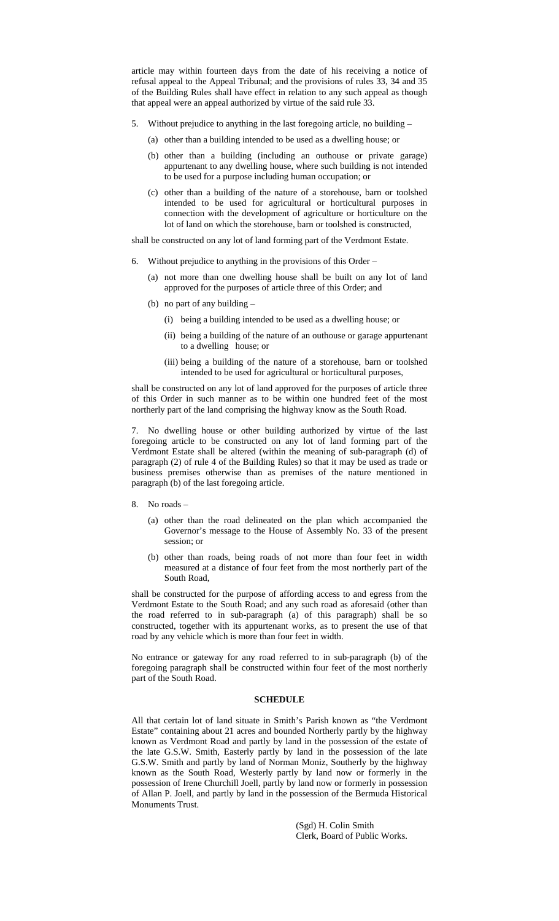article may within fourteen days from the date of his receiving a notice of refusal appeal to the Appeal Tribunal; and the provisions of rules 33, 34 and 35 of the Building Rules shall have effect in relation to any such appeal as though that appeal were an appeal authorized by virtue of the said rule 33.

5. Without prejudice to anything in the last foregoing article, no building –

   (a) other than a building intended to be used as a dwelling house; or

   (b) other than a building (including an outhouse or private garage) appurtenant to any dwelling house, where such building is not intended to be used for a purpose including human occupation; or

   (c) other than a building of the nature of a storehouse, barn or toolshed intended to be used for agricultural or horticultural purposes in connection with the development of agriculture or horticulture on the lot of land on which the storehouse, barn or toolshed is constructed,

shall be constructed on any lot of land forming part of the Verdmont Estate.

6. Without prejudice to anything in the provisions of this Order –

   (a) not more than one dwelling house shall be built on any lot of land approved for the purposes of article three of this Order; and

   (b) no part of any building –

      (i) being a building intended to be used as a dwelling house; or

      (ii) being a building of the nature of an outhouse or garage appurtenant to a dwelling house; or

      (iii) being a building of the nature of a storehouse, barn or toolshed intended to be used for agricultural or horticultural purposes,

shall be constructed on any lot of land approved for the purposes of article three of this Order in such manner as to be within one hundred feet of the most northerly part of the land comprising the highway know as the South Road.

7. No dwelling house or other building authorized by virtue of the last foregoing article to be constructed on any lot of land forming part of the Verdmont Estate shall be altered (within the meaning of sub-paragraph (d) of paragraph (2) of rule 4 of the Building Rules) so that it may be used as trade or business premises otherwise than as premises of the nature mentioned in paragraph (b) of the last foregoing article.

8. No roads –

   (a) other than the road delineated on the plan which accompanied the Governor's message to the House of Assembly No. 33 of the present session; or

   (b) other than roads, being roads of not more than four feet in width measured at a distance of four feet from the most northerly part of the South Road,

shall be constructed for the purpose of affording access to and egress from the Verdmont Estate to the South Road; and any such road as aforesaid (other than the road referred to in sub-paragraph (a) of this paragraph) shall be so constructed, together with its appurtenant works, as to present the use of that road by any vehicle which is more than four feet in width.

No entrance or gateway for any road referred to in sub-paragraph (b) of the foregoing paragraph shall be constructed within four feet of the most northerly part of the South Road.

**SCHEDULE**

All that certain lot of land situate in Smith's Parish known as "the Verdmont Estate" containing about 21 acres and bounded Northerly partly by the highway known as Verdmont Road and partly by land in the possession of the estate of the late G.S.W. Smith, Easterly partly by land in the possession of the late G.S.W. Smith and partly by land of Norman Moniz, Southerly by the highway known as the South Road, Westerly partly by land now or formerly in the possession of Irene Churchill Joell, partly by land now or formerly in possession of Allan P. Joell, and partly by land in the possession of the Bermuda Historical Monuments Trust.

(Sgd) H. Colin Smith
Clerk, Board of Public Works.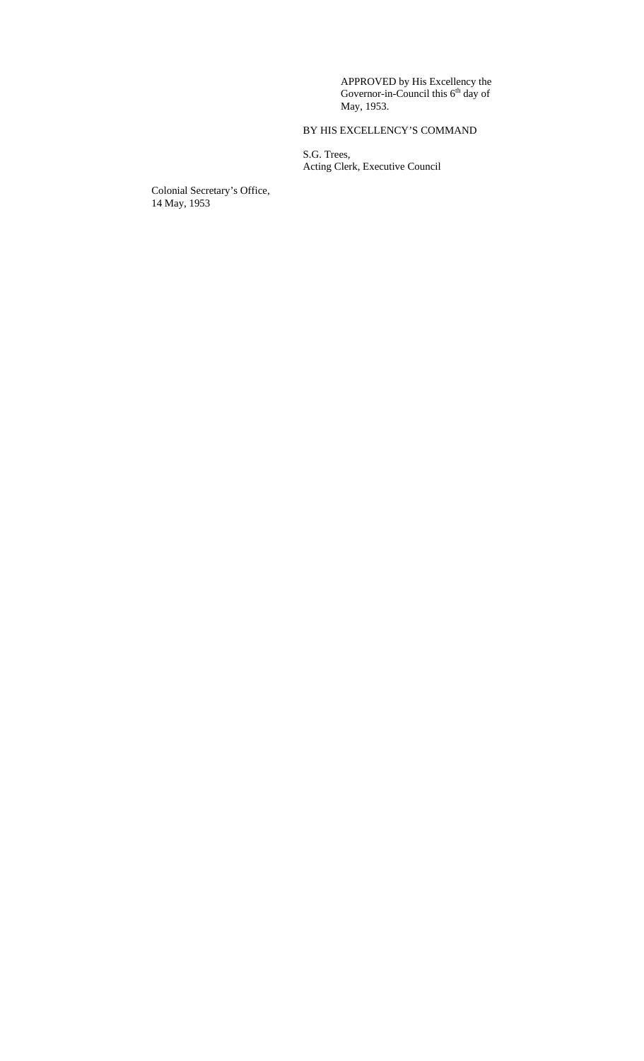APPROVED by His Excellency the Governor-in-Council this 6th day of May, 1953.

BY HIS EXCELLENCY'S COMMAND

S.G. Trees,
Acting Clerk, Executive Council

Colonial Secretary's Office,
14 May, 1953